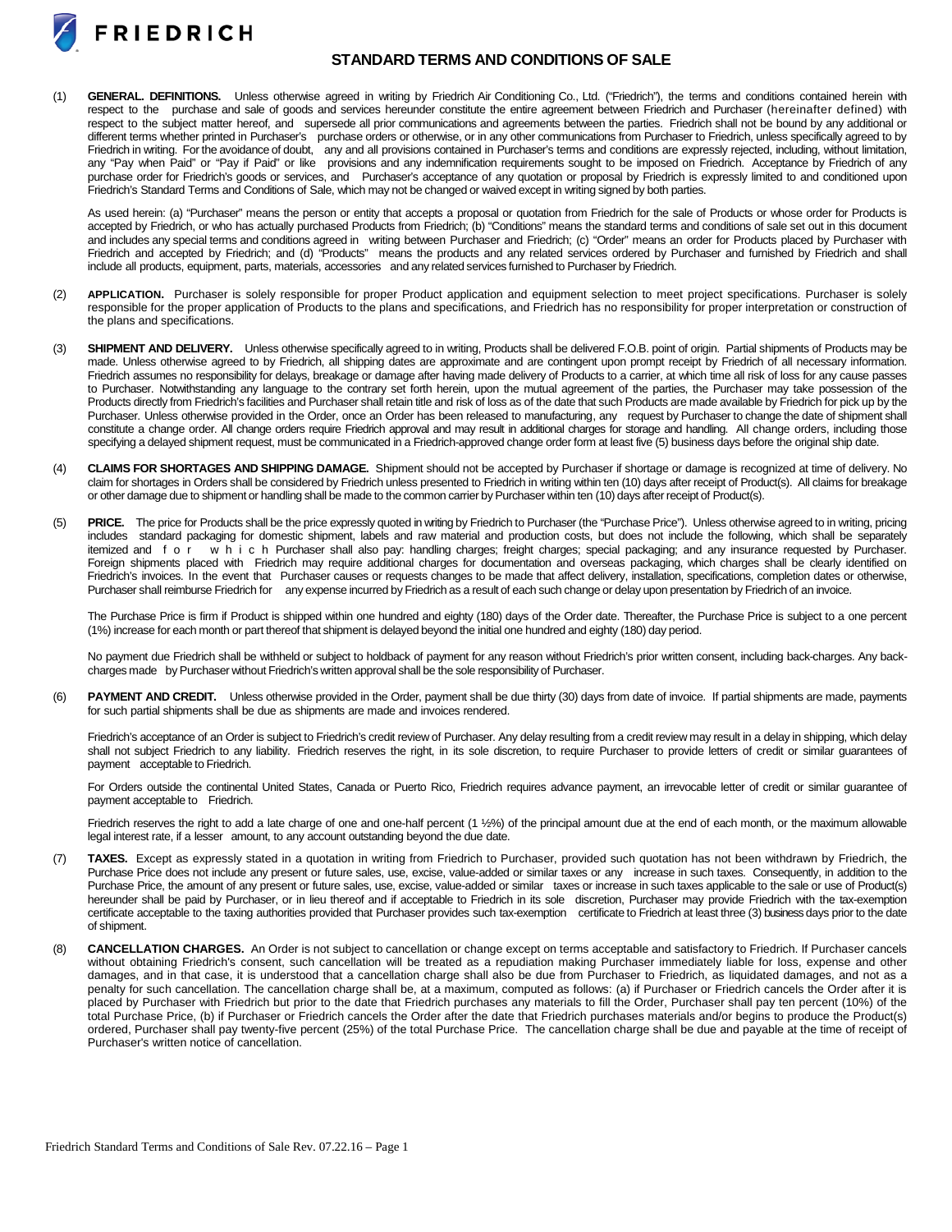FRIEDRICH

# STANDARD TERMS AND CONDITIONS OF SALE

(1) **GENERAL. DEFINITIONS.** Unless otherwise agreed in writing by Friedrich Air Conditioning Co., Ltd. ("Friedrich"), the terms and conditions contained herein with respect to the purchase and sale of goods and services hereunder constitute the entire agreement between Friedrich and Purchaser (hereinafter defined) with respect to the subject matter hereof, and supersede all prior communications and agreements between the parties. Friedrich shall not be bound by any additional or different terms whether printed in Purchaser's purchase orders or otherwise, or in any other communications from Purchaser to Friedrich, unless specifically agreed to by Friedrich in writing. For the avoidance of doubt, any and all provisions contained in Purchaser's terms and conditions are expressly rejected, including, without limitation, any "Pay when Paid" or "Pay if Paid" or like provisions and any indemnification requirements sought to be imposed on Friedrich. Acceptance by Friedrich of any purchase order for Friedrich's goods or services, and Purchaser's acceptance of any quotation or proposal by Friedrich is expressly limited to and conditioned upon Friedrich's Standard Terms and Conditions of Sale, which may not be changed or waived except in writing signed by both parties.

As used herein: (a) "Purchaser" means the person or entity that accepts a proposal or quotation from Friedrich for the sale of Products or whose order for Products is accepted by Friedrich, or who has actually purchased Products from Friedrich; (b) "Conditions" means the standard terms and conditions of sale set out in this document and includes any special terms and conditions agreed in writing between Purchaser and Friedrich; (c) "Order" means an order for Products placed by Purchaser with Friedrich and accepted by Friedrich; and (d) "Products" means the products and any related services ordered by Purchaser and furnished by Friedrich and shall include all products, equipment, parts, materials, accessories and any related services furnished to Purchaser by Friedrich.

(2) **APPLICATION.** Purchaser is solely responsible for proper Product application and equipment selection to meet project specifications. Purchaser is solely responsible for the proper application of Products to the plans and specifications, and Friedrich has no responsibility for proper interpretation or construction of the plans and specifications.

(3) **SHIPMENT AND DELIVERY.** Unless otherwise specifically agreed to in writing, Products shall be delivered F.O.B. point of origin. Partial shipments of Products may be made. Unless otherwise agreed to by Friedrich, all shipping dates are approximate and are contingent upon prompt receipt by Friedrich of all necessary information. Friedrich assumes no responsibility for delays, breakage or damage after having made delivery of Products to a carrier, at which time all risk of loss for any cause passes to Purchaser. Notwithstanding any language to the contrary set forth herein, upon the mutual agreement of the parties, the Purchaser may take possession of the Products directly from Friedrich's facilities and Purchaser shall retain title and risk of loss as of the date that such Products are made available by Friedrich for pick up by the Purchaser. Unless otherwise provided in the Order, once an Order has been released to manufacturing, any request by Purchaser to change the date of shipment shall constitute a change order. All change orders require Friedrich approval and may result in additional charges for storage and handling. All change orders, including those specifying a delayed shipment request, must be communicated in a Friedrich-approved change order form at least five (5) business days before the original ship date.

(4) **CLAIMS FOR SHORTAGES AND SHIPPING DAMAGE.** Shipment should not be accepted by Purchaser if shortage or damage is recognized at time of delivery. No claim for shortages in Orders shall be considered by Friedrich unless presented to Friedrich in writing within ten (10) days after receipt of Product(s). All claims for breakage or other damage due to shipment or handling shall be made to the common carrier by Purchaser within ten (10) days after receipt of Product(s).

(5) **PRICE.** The price for Products shall be the price expressly quoted in writing by Friedrich to Purchaser (the "Purchase Price"). Unless otherwise agreed to in writing, pricing includes standard packaging for domestic shipment, labels and raw material and production costs, but does not include the following, which shall be separately itemized and for which Purchaser shall also pay: handling charges; freight charges; special packaging; and any insurance requested by Purchaser. Foreign shipments placed with Friedrich may require additional charges for documentation and overseas packaging, which charges shall be clearly identified on Friedrich's invoices. In the event that Purchaser causes or requests changes to be made that affect delivery, installation, specifications, completion dates or otherwise, Purchaser shall reimburse Friedrich for any expense incurred by Friedrich as a result of each such change or delay upon presentation by Friedrich of an invoice.

The Purchase Price is firm if Product is shipped within one hundred and eighty (180) days of the Order date. Thereafter, the Purchase Price is subject to a one percent (1%) increase for each month or part thereof that shipment is delayed beyond the initial one hundred and eighty (180) day period.

No payment due Friedrich shall be withheld or subject to holdback of payment for any reason without Friedrich's prior written consent, including back-charges. Any back-charges made by Purchaser without Friedrich's written approval shall be the sole responsibility of Purchaser.

(6) **PAYMENT AND CREDIT.** Unless otherwise provided in the Order, payment shall be due thirty (30) days from date of invoice. If partial shipments are made, payments for such partial shipments shall be due as shipments are made and invoices rendered.

Friedrich's acceptance of an Order is subject to Friedrich's credit review of Purchaser. Any delay resulting from a credit review may result in a delay in shipping, which delay shall not subject Friedrich to any liability. Friedrich reserves the right, in its sole discretion, to require Purchaser to provide letters of credit or similar guarantees of payment acceptable to Friedrich.

For Orders outside the continental United States, Canada or Puerto Rico, Friedrich requires advance payment, an irrevocable letter of credit or similar guarantee of payment acceptable to Friedrich.

Friedrich reserves the right to add a late charge of one and one-half percent (1 ½%) of the principal amount due at the end of each month, or the maximum allowable legal interest rate, if a lesser amount, to any account outstanding beyond the due date.

(7) **TAXES.** Except as expressly stated in a quotation in writing from Friedrich to Purchaser, provided such quotation has not been withdrawn by Friedrich, the Purchase Price does not include any present or future sales, use, excise, value-added or similar taxes or any increase in such taxes. Consequently, in addition to the Purchase Price, the amount of any present or future sales, use, excise, value-added or similar taxes or increase in such taxes applicable to the sale or use of Product(s) hereunder shall be paid by Purchaser, or in lieu thereof and if acceptable to Friedrich in its sole discretion, Purchaser may provide Friedrich with the tax-exemption certificate acceptable to the taxing authorities provided that Purchaser provides such tax-exemption certificate to Friedrich at least three (3) business days prior to the date of shipment.

(8) **CANCELLATION CHARGES.** An Order is not subject to cancellation or change except on terms acceptable and satisfactory to Friedrich. If Purchaser cancels without obtaining Friedrich's consent, such cancellation will be treated as a repudiation making Purchaser immediately liable for loss, expense and other damages, and in that case, it is understood that a cancellation charge shall also be due from Purchaser to Friedrich, as liquidated damages, and not as a penalty for such cancellation. The cancellation charge shall be, at a maximum, computed as follows: (a) if Purchaser or Friedrich cancels the Order after it is placed by Purchaser with Friedrich but prior to the date that Friedrich purchases any materials to fill the Order, Purchaser shall pay ten percent (10%) of the total Purchase Price, (b) if Purchaser or Friedrich cancels the Order after the date that Friedrich purchases materials and/or begins to produce the Product(s) ordered, Purchaser shall pay twenty-five percent (25%) of the total Purchase Price. The cancellation charge shall be due and payable at the time of receipt of Purchaser's written notice of cancellation.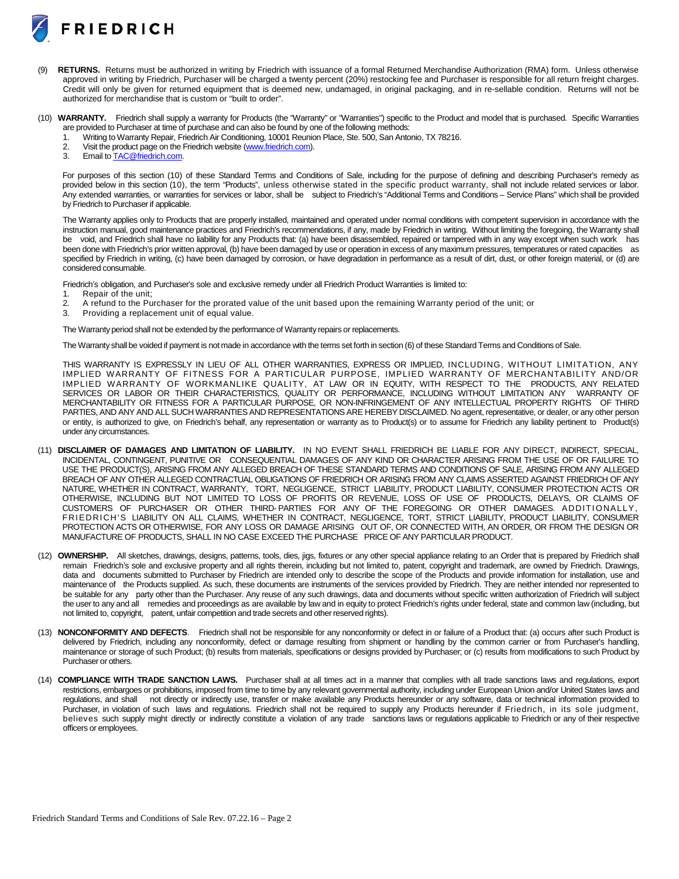(9) **RETURNS.** Returns must be authorized in writing by Friedrich with issuance of a formal Returned Merchandise Authorization (RMA) form. Unless otherwise approved in writing by Friedrich, Purchaser will be charged a twenty percent (20%) restocking fee and Purchaser is responsible for all return freight charges. Credit will only be given for returned equipment that is deemed new, undamaged, in original packaging, and in re-sellable condition. Returns will not be authorized for merchandise that is custom or "built to order".

(10) **WARRANTY.** Friedrich shall supply a warranty for Products (the "Warranty" or "Warranties") specific to the Product and model that is purchased. Specific Warranties are provided to Purchaser at time of purchase and can also be found by one of the following methods:

1. Writing to Warranty Repair, Friedrich Air Conditioning, 10001 Reunion Place, Ste. 500, San Antonio, TX 78216.
2. Visit the product page on the Friedrich website (www.friedrich.com).
3. Email to TAC@friedrich.com.

For purposes of this section (10) of these Standard Terms and Conditions of Sale, including for the purpose of defining and describing Purchaser's remedy as provided below in this section (10), the term "Products", unless otherwise stated in the specific product warranty, shall not include related services or labor. Any extended warranties, or warranties for services or labor, shall be subject to Friedrich's "Additional Terms and Conditions – Service Plans" which shall be provided by Friedrich to Purchaser if applicable.

The Warranty applies only to Products that are properly installed, maintained and operated under normal conditions with competent supervision in accordance with the instruction manual, good maintenance practices and Friedrich's recommendations, if any, made by Friedrich in writing. Without limiting the foregoing, the Warranty shall be void, and Friedrich shall have no liability for any Products that: (a) have been disassembled, repaired or tampered with in any way except when such work has been done with Friedrich's prior written approval, (b) have been damaged by use or operation in excess of any maximum pressures, temperatures or rated capacities as specified by Friedrich in writing, (c) have been damaged by corrosion, or have degradation in performance as a result of dirt, dust, or other foreign material, or (d) are considered consumable.

Friedrich's obligation, and Purchaser's sole and exclusive remedy under all Friedrich Product Warranties is limited to:

1. Repair of the unit;
2. A refund to the Purchaser for the prorated value of the unit based upon the remaining Warranty period of the unit; or
3. Providing a replacement unit of equal value.

The Warranty period shall not be extended by the performance of Warranty repairs or replacements.

The Warranty shall be voided if payment is not made in accordance with the terms set forth in section (6) of these Standard Terms and Conditions of Sale.

THIS WARRANTY IS EXPRESSLY IN LIEU OF ALL OTHER WARRANTIES, EXPRESS OR IMPLIED, INCLUDING, WITHOUT LIMITATION, ANY IMPLIED WARRANTY OF FITNESS FOR A PARTICULAR PURPOSE, IMPLIED WARRANTY OF MERCHANTABILITY AND/OR IMPLIED WARRANTY OF WORKMANLIKE QUALITY, AT LAW OR IN EQUITY, WITH RESPECT TO THE PRODUCTS, ANY RELATED SERVICES OR LABOR OR THEIR CHARACTERISTICS, QUALITY OR PERFORMANCE, INCLUDING WITHOUT LIMITATION ANY WARRANTY OF MERCHANTABILITY OR FITNESS FOR A PARTICULAR PURPOSE, OR NON-INFRINGEMENT OF ANY INTELLECTUAL PROPERTY RIGHTS OF THIRD PARTIES, AND ANY AND ALL SUCH WARRANTIES AND REPRESENTATIONS ARE HEREBY DISCLAIMED. No agent, representative, or dealer, or any other person or entity, is authorized to give, on Friedrich's behalf, any representation or warranty as to Product(s) or to assume for Friedrich any liability pertinent to Product(s) under any circumstances.

(11) **DISCLAIMER OF DAMAGES AND LIMITATION OF LIABILITY.** IN NO EVENT SHALL FRIEDRICH BE LIABLE FOR ANY DIRECT, INDIRECT, SPECIAL, INCIDENTAL, CONTINGENT, PUNITIVE OR CONSEQUENTIAL DAMAGES OF ANY KIND OR CHARACTER ARISING FROM THE USE OF OR FAILURE TO USE THE PRODUCT(S), ARISING FROM ANY ALLEGED BREACH OF THESE STANDARD TERMS AND CONDITIONS OF SALE, ARISING FROM ANY ALLEGED BREACH OF ANY OTHER ALLEGED CONTRACTUAL OBLIGATIONS OF FRIEDRICH OR ARISING FROM ANY CLAIMS ASSERTED AGAINST FRIEDRICH OF ANY NATURE, WHETHER IN CONTRACT, WARRANTY, TORT, NEGLIGENCE, STRICT LIABILITY, PRODUCT LIABILITY, CONSUMER PROTECTION ACTS OR OTHERWISE, INCLUDING BUT NOT LIMITED TO LOSS OF PROFITS OR REVENUE, LOSS OF USE OF PRODUCTS, DELAYS, OR CLAIMS OF CUSTOMERS OF PURCHASER OR OTHER THIRD-PARTIES FOR ANY OF THE FOREGOING OR OTHER DAMAGES. ADDITIONALLY, FRIEDRICH'S LIABILITY ON ALL CLAIMS, WHETHER IN CONTRACT, NEGLIGENCE, TORT, STRICT LIABILITY, PRODUCT LIABILITY, CONSUMER PROTECTION ACTS OR OTHERWISE, FOR ANY LOSS OR DAMAGE ARISING OUT OF, OR CONNECTED WITH, AN ORDER, OR FROM THE DESIGN OR MANUFACTURE OF PRODUCTS, SHALL IN NO CASE EXCEED THE PURCHASE PRICE OF ANY PARTICULAR PRODUCT.

(12) **OWNERSHIP.** All sketches, drawings, designs, patterns, tools, dies, jigs, fixtures or any other special appliance relating to an Order that is prepared by Friedrich shall remain Friedrich's sole and exclusive property and all rights therein, including but not limited to, patent, copyright and trademark, are owned by Friedrich. Drawings, data and documents submitted to Purchaser by Friedrich are intended only to describe the scope of the Products and provide information for installation, use and maintenance of the Products supplied. As such, these documents are instruments of the services provided by Friedrich. They are neither intended nor represented to be suitable for any party other than the Purchaser. Any reuse of any such drawings, data and documents without specific written authorization of Friedrich will subject the user to any and all remedies and proceedings as are available by law and in equity to protect Friedrich's rights under federal, state and common law (including, but not limited to, copyright, patent, unfair competition and trade secrets and other reserved rights).

(13) **NONCONFORMITY AND DEFECTS**. Friedrich shall not be responsible for any nonconformity or defect in or failure of a Product that: (a) occurs after such Product is delivered by Friedrich, including any nonconformity, defect or damage resulting from shipment or handling by the common carrier or from Purchaser's handling, maintenance or storage of such Product; (b) results from materials, specifications or designs provided by Purchaser; or (c) results from modifications to such Product by Purchaser or others.

(14) **COMPLIANCE WITH TRADE SANCTION LAWS.** Purchaser shall at all times act in a manner that complies with all trade sanctions laws and regulations, export restrictions, embargoes or prohibitions, imposed from time to time by any relevant governmental authority, including under European Union and/or United States laws and regulations, and shall not directly or indirectly use, transfer or make available any Products hereunder or any software, data or technical information provided to Purchaser, in violation of such laws and regulations. Friedrich shall not be required to supply any Products hereunder if Friedrich, in its sole judgment, believes such supply might directly or indirectly constitute a violation of any trade sanctions laws or regulations applicable to Friedrich or any of their respective officers or employees.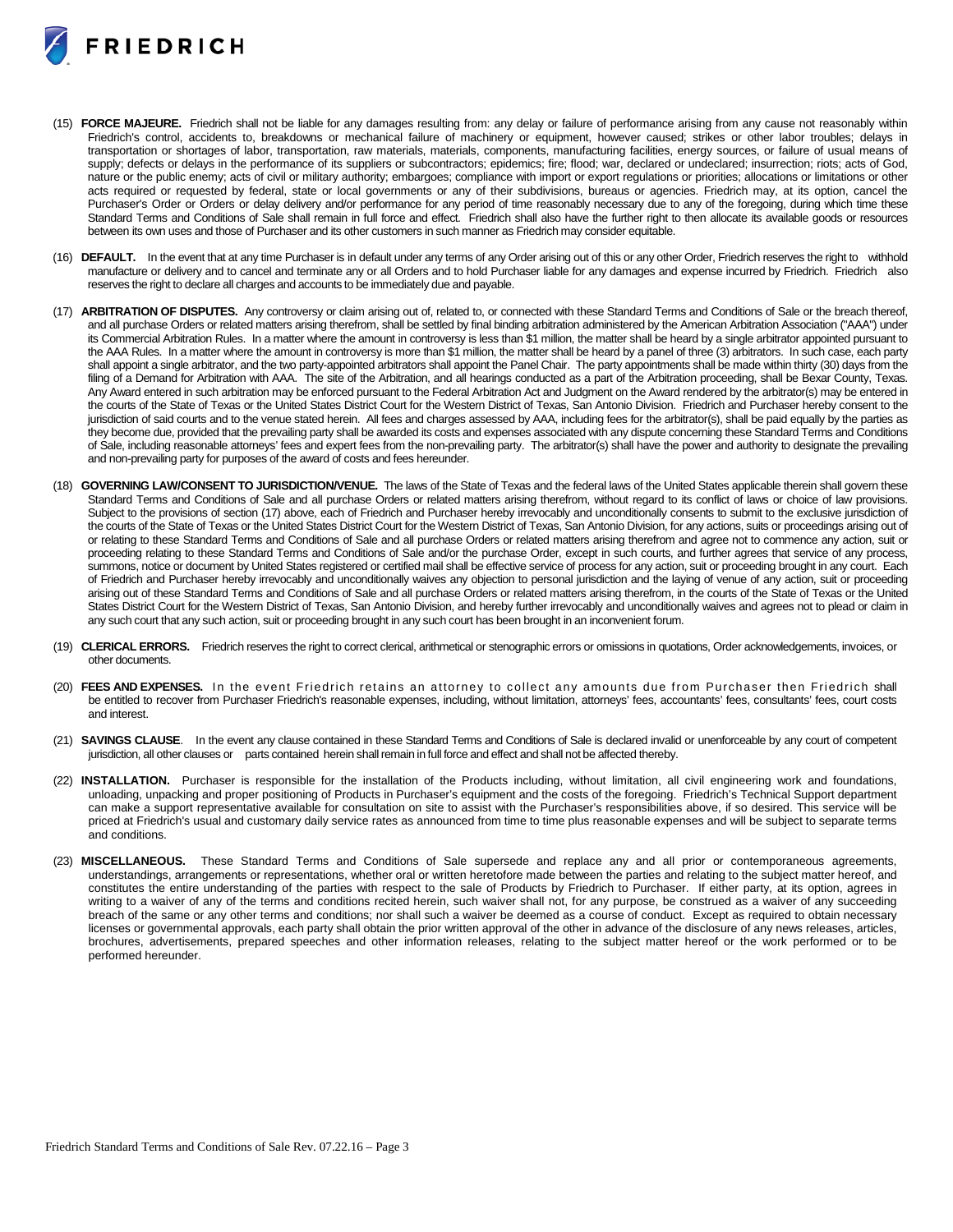(15) **FORCE MAJEURE.** Friedrich shall not be liable for any damages resulting from: any delay or failure of performance arising from any cause not reasonably within Friedrich's control, accidents to, breakdowns or mechanical failure of machinery or equipment, however caused; strikes or other labor troubles; delays in transportation or shortages of labor, transportation, raw materials, materials, components, manufacturing facilities, energy sources, or failure of usual means of supply; defects or delays in the performance of its suppliers or subcontractors; epidemics; fire; flood; war, declared or undeclared; insurrection; riots; acts of God, nature or the public enemy; acts of civil or military authority; embargoes; compliance with import or export regulations or priorities; allocations or limitations or other acts required or requested by federal, state or local governments or any of their subdivisions, bureaus or agencies. Friedrich may, at its option, cancel the Purchaser's Order or Orders or delay delivery and/or performance for any period of time reasonably necessary due to any of the foregoing, during which time these Standard Terms and Conditions of Sale shall remain in full force and effect. Friedrich shall also have the further right to then allocate its available goods or resources between its own uses and those of Purchaser and its other customers in such manner as Friedrich may consider equitable.

(16) **DEFAULT.** In the event that at any time Purchaser is in default under any terms of any Order arising out of this or any other Order, Friedrich reserves the right to withhold manufacture or delivery and to cancel and terminate any or all Orders and to hold Purchaser liable for any damages and expense incurred by Friedrich. Friedrich also reserves the right to declare all charges and accounts to be immediately due and payable.

(17) **ARBITRATION OF DISPUTES.** Any controversy or claim arising out of, related to, or connected with these Standard Terms and Conditions of Sale or the breach thereof, and all purchase Orders or related matters arising therefrom, shall be settled by final binding arbitration administered by the American Arbitration Association ("AAA") under its Commercial Arbitration Rules. In a matter where the amount in controversy is less than $1 million, the matter shall be heard by a single arbitrator appointed pursuant to the AAA Rules. In a matter where the amount in controversy is more than $1 million, the matter shall be heard by a panel of three (3) arbitrators. In such case, each party shall appoint a single arbitrator, and the two party-appointed arbitrators shall appoint the Panel Chair. The party appointments shall be made within thirty (30) days from the filing of a Demand for Arbitration with AAA. The site of the Arbitration, and all hearings conducted as a part of the Arbitration proceeding, shall be Bexar County, Texas. Any Award entered in such arbitration may be enforced pursuant to the Federal Arbitration Act and Judgment on the Award rendered by the arbitrator(s) may be entered in the courts of the State of Texas or the United States District Court for the Western District of Texas, San Antonio Division. Friedrich and Purchaser hereby consent to the jurisdiction of said courts and to the venue stated herein. All fees and charges assessed by AAA, including fees for the arbitrator(s), shall be paid equally by the parties as they become due, provided that the prevailing party shall be awarded its costs and expenses associated with any dispute concerning these Standard Terms and Conditions of Sale, including reasonable attorneys' fees and expert fees from the non-prevailing party. The arbitrator(s) shall have the power and authority to designate the prevailing and non-prevailing party for purposes of the award of costs and fees hereunder.

(18) **GOVERNING LAW/CONSENT TO JURISDICTION/VENUE.** The laws of the State of Texas and the federal laws of the United States applicable therein shall govern these Standard Terms and Conditions of Sale and all purchase Orders or related matters arising therefrom, without regard to its conflict of laws or choice of law provisions. Subject to the provisions of section (17) above, each of Friedrich and Purchaser hereby irrevocably and unconditionally consents to submit to the exclusive jurisdiction of the courts of the State of Texas or the United States District Court for the Western District of Texas, San Antonio Division, for any actions, suits or proceedings arising out of or relating to these Standard Terms and Conditions of Sale and all purchase Orders or related matters arising therefrom and agree not to commence any action, suit or proceeding relating to these Standard Terms and Conditions of Sale and/or the purchase Order, except in such courts, and further agrees that service of any process, summons, notice or document by United States registered or certified mail shall be effective service of process for any action, suit or proceeding brought in any court. Each of Friedrich and Purchaser hereby irrevocably and unconditionally waives any objection to personal jurisdiction and the laying of venue of any action, suit or proceeding arising out of these Standard Terms and Conditions of Sale and all purchase Orders or related matters arising therefrom, in the courts of the State of Texas or the United States District Court for the Western District of Texas, San Antonio Division, and hereby further irrevocably and unconditionally waives and agrees not to plead or claim in any such court that any such action, suit or proceeding brought in any such court has been brought in an inconvenient forum.

(19) **CLERICAL ERRORS.** Friedrich reserves the right to correct clerical, arithmetical or stenographic errors or omissions in quotations, Order acknowledgements, invoices, or other documents.

(20) **FEES AND EXPENSES.** In the event Friedrich retains an attorney to collect any amounts due from Purchaser then Friedrich shall be entitled to recover from Purchaser Friedrich's reasonable expenses, including, without limitation, attorneys' fees, accountants' fees, consultants' fees, court costs and interest.

(21) **SAVINGS CLAUSE**. In the event any clause contained in these Standard Terms and Conditions of Sale is declared invalid or unenforceable by any court of competent jurisdiction, all other clauses or parts contained herein shall remain in full force and effect and shall not be affected thereby.

(22) **INSTALLATION.** Purchaser is responsible for the installation of the Products including, without limitation, all civil engineering work and foundations, unloading, unpacking and proper positioning of Products in Purchaser's equipment and the costs of the foregoing. Friedrich's Technical Support department can make a support representative available for consultation on site to assist with the Purchaser's responsibilities above, if so desired. This service will be priced at Friedrich's usual and customary daily service rates as announced from time to time plus reasonable expenses and will be subject to separate terms and conditions.

(23) **MISCELLANEOUS.** These Standard Terms and Conditions of Sale supersede and replace any and all prior or contemporaneous agreements, understandings, arrangements or representations, whether oral or written heretofore made between the parties and relating to the subject matter hereof, and constitutes the entire understanding of the parties with respect to the sale of Products by Friedrich to Purchaser. If either party, at its option, agrees in writing to a waiver of any of the terms and conditions recited herein, such waiver shall not, for any purpose, be construed as a waiver of any succeeding breach of the same or any other terms and conditions; nor shall such a waiver be deemed as a course of conduct. Except as required to obtain necessary licenses or governmental approvals, each party shall obtain the prior written approval of the other in advance of the disclosure of any news releases, articles, brochures, advertisements, prepared speeches and other information releases, relating to the subject matter hereof or the work performed or to be performed hereunder.